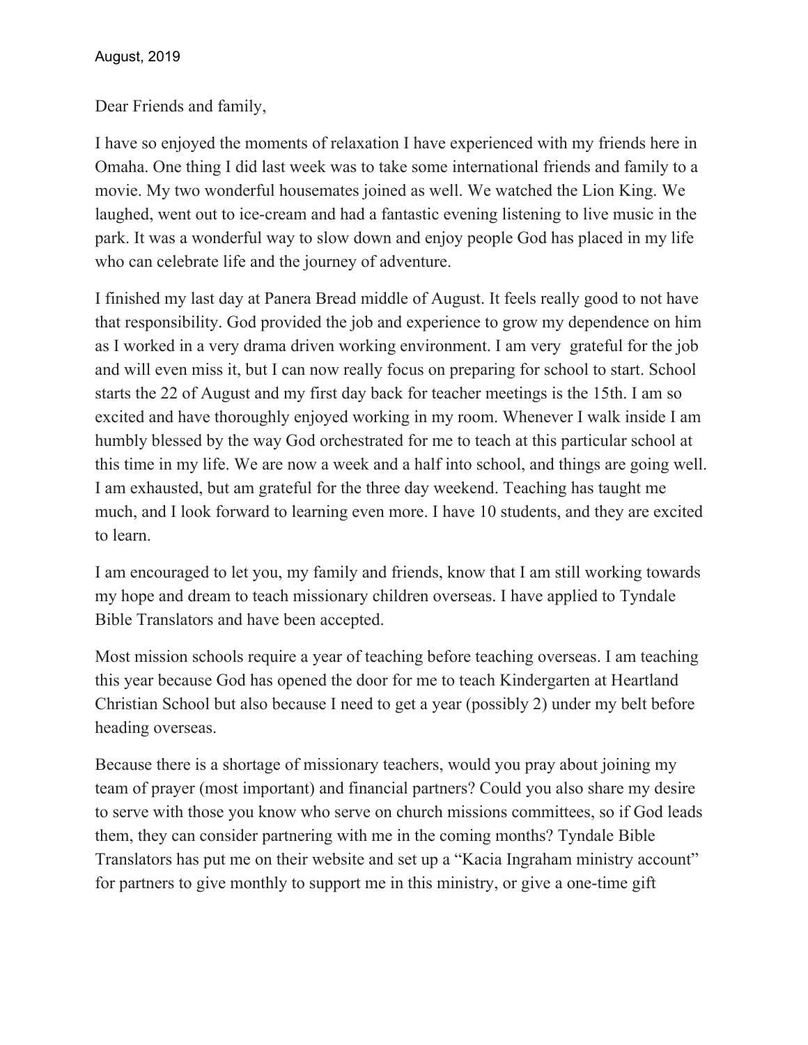August, 2019

Dear Friends and family,

I have so enjoyed the moments of relaxation I have experienced with my friends here in Omaha. One thing I did last week was to take some international friends and family to a movie. My two wonderful housemates joined as well. We watched the Lion King. We laughed, went out to ice-cream and had a fantastic evening listening to live music in the park. It was a wonderful way to slow down and enjoy people God has placed in my life who can celebrate life and the journey of adventure.

I finished my last day at Panera Bread middle of August. It feels really good to not have that responsibility. God provided the job and experience to grow my dependence on him as I worked in a very drama driven working environment. I am very grateful for the job and will even miss it, but I can now really focus on preparing for school to start. School starts the 22 of August and my first day back for teacher meetings is the 15th. I am so excited and have thoroughly enjoyed working in my room. Whenever I walk inside I am humbly blessed by the way God orchestrated for me to teach at this particular school at this time in my life. We are now a week and a half into school, and things are going well. I am exhausted, but am grateful for the three day weekend. Teaching has taught me much, and I look forward to learning even more. I have 10 students, and they are excited to learn.

I am encouraged to let you, my family and friends, know that I am still working towards my hope and dream to teach missionary children overseas. I have applied to Tyndale Bible Translators and have been accepted.

Most mission schools require a year of teaching before teaching overseas. I am teaching this year because God has opened the door for me to teach Kindergarten at Heartland Christian School but also because I need to get a year (possibly 2) under my belt before heading overseas.

Because there is a shortage of missionary teachers, would you pray about joining my team of prayer (most important) and financial partners? Could you also share my desire to serve with those you know who serve on church missions committees, so if God leads them, they can consider partnering with me in the coming months? Tyndale Bible Translators has put me on their website and set up a "Kacia Ingraham ministry account" for partners to give monthly to support me in this ministry, or give a one-time gift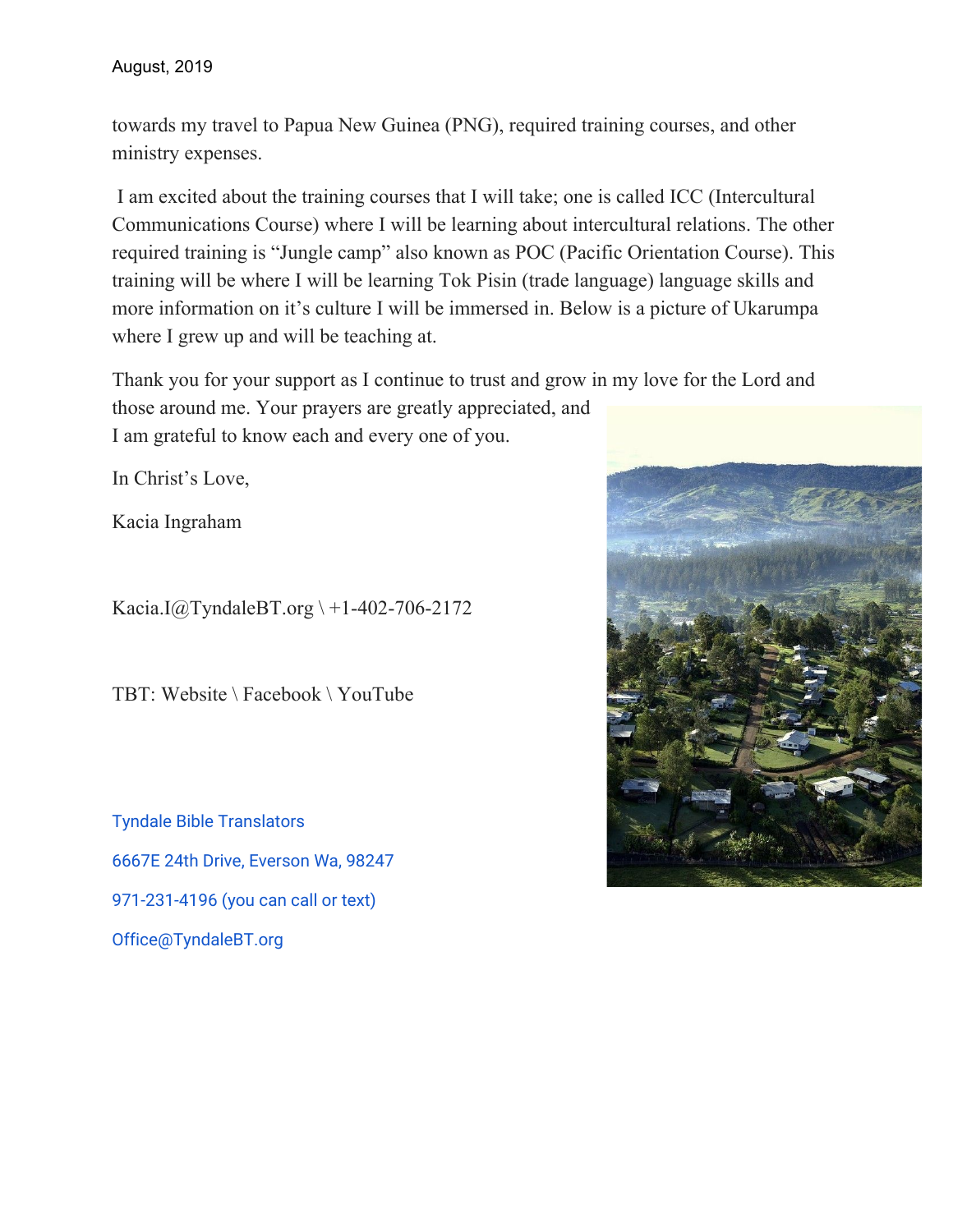August, 2019

towards my travel to Papua New Guinea (PNG), required training courses, and other ministry expenses.

I am excited about the training courses that I will take; one is called ICC (Intercultural Communications Course) where I will be learning about intercultural relations. The other required training is "Jungle camp" also known as POC (Pacific Orientation Course). This training will be where I will be learning Tok Pisin (trade language) language skills and more information on it's culture I will be immersed in. Below is a picture of Ukarumpa where I grew up and will be teaching at.

Thank you for your support as I continue to trust and grow in my love for the Lord and those around me. Your prayers are greatly appreciated, and I am grateful to know each and every one of you.

In Christ's Love,

Kacia Ingraham

Kacia.I@TyndaleBT.org \ +1-402-706-2172

TBT: Website \ Facebook \ YouTube

Tyndale Bible Translators

6667E 24th Drive, Everson Wa, 98247

971-231-4196 (you can call or text)

Office@TyndaleBT.org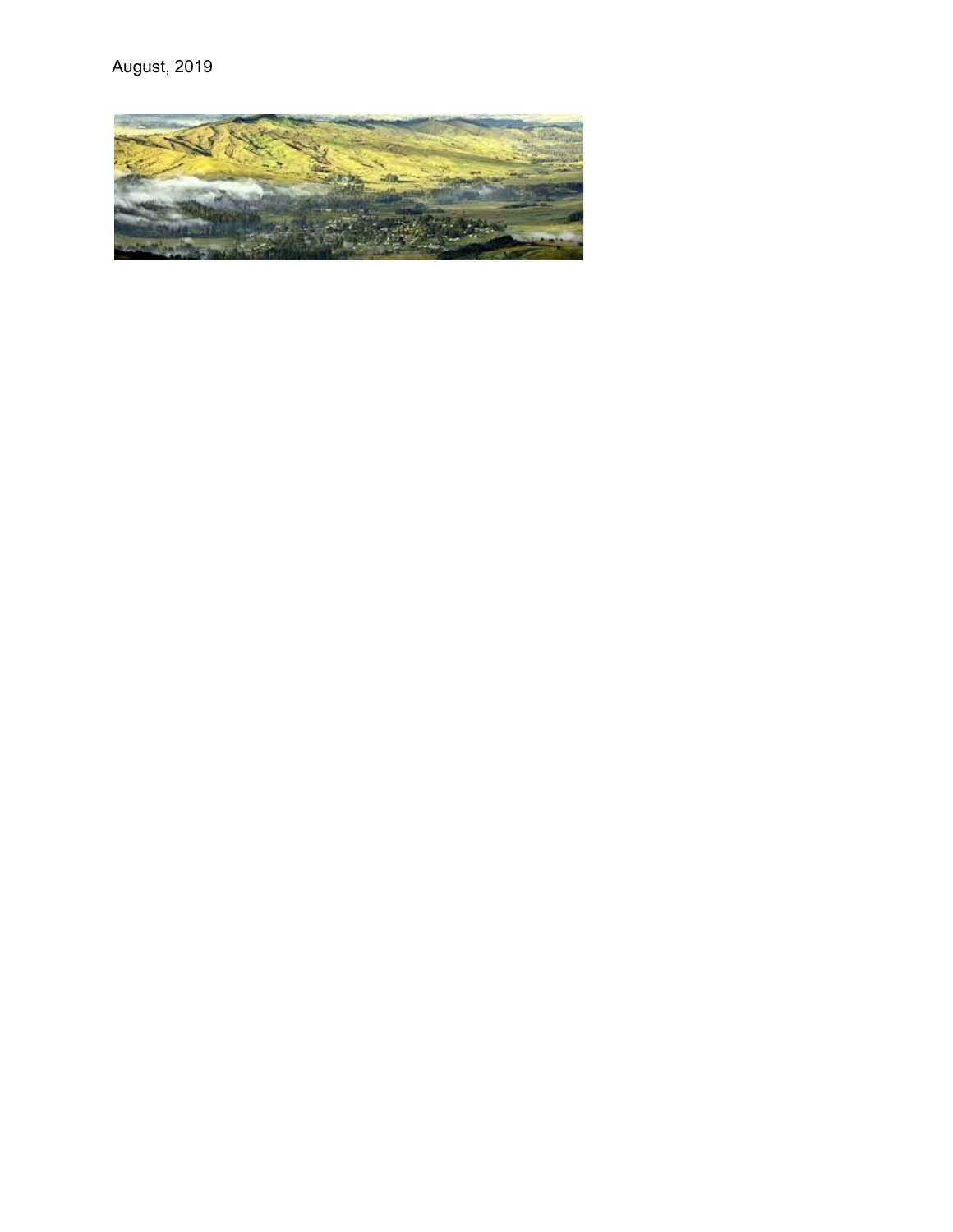August, 2019